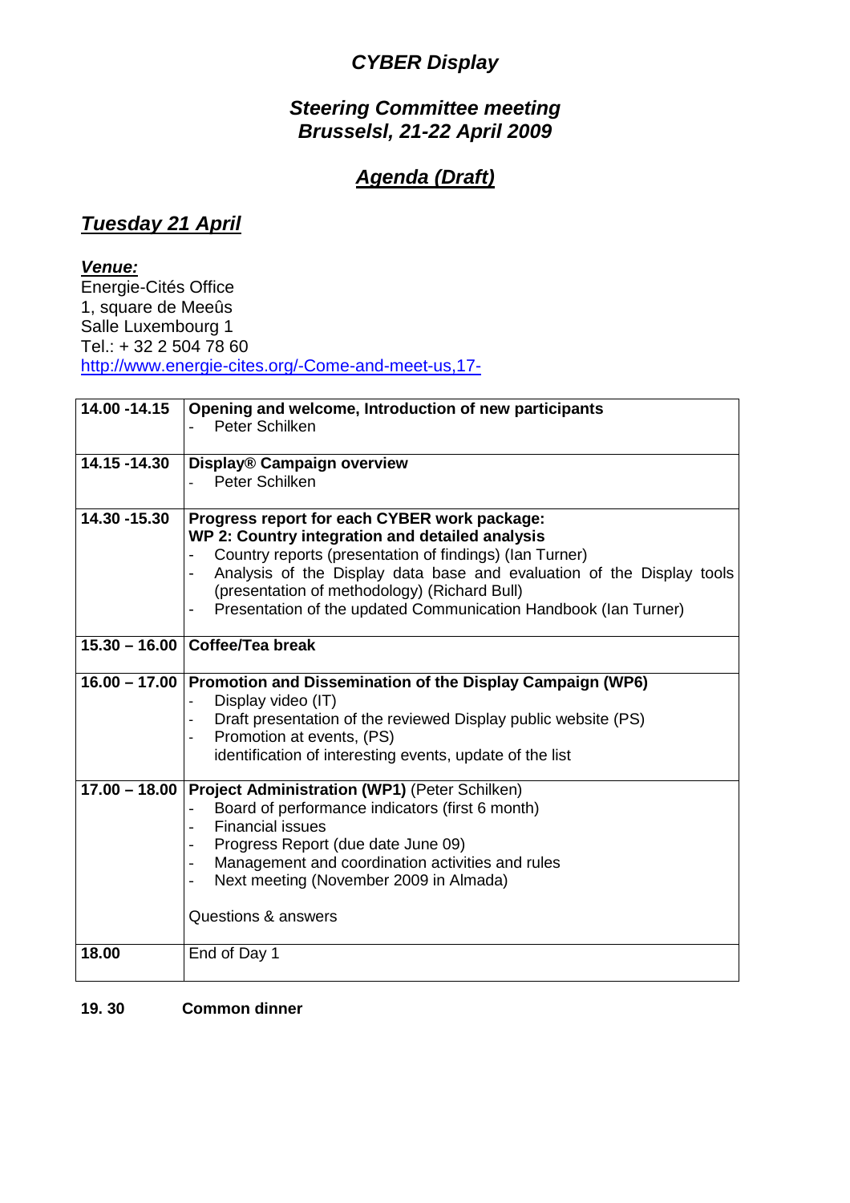# *CYBER Display*

## *Steering Committee meeting*
## *Brusselsl, 21-22 April 2009*

## ***Agenda (Draft)***

## ***Tuesday 21 April***

***Venue:***
Energie-Cités Office
1, square de Meeûs
Salle Luxembourg 1
Tel.: + 32 2 504 78 60
[http://www.energie-cites.org/-Come-and-meet-us,17-](http://www.energie-cites.org/-Come-and-meet-us,17-)

| | |
|---|---|
| **14.00 -14.15** | **Opening and welcome, Introduction of new participants**<br>- Peter Schilken |
| **14.15 -14.30** | **Display® Campaign overview**<br>- Peter Schilken |
| **14.30 -15.30** | **Progress report for each CYBER work package:**<br>**WP 2: Country integration and detailed analysis**<br>- Country reports (presentation of findings) (Ian Turner)<br>- Analysis of the Display data base and evaluation of the Display tools (presentation of methodology) (Richard Bull)<br>- Presentation of the updated Communication Handbook (Ian Turner) |
| **15.30 – 16.00** | **Coffee/Tea break** |
| **16.00 – 17.00** | **Promotion and Dissemination of the Display Campaign (WP6)**<br>- Display video (IT)<br>- Draft presentation of the reviewed Display public website (PS)<br>- Promotion at events, (PS)<br>identification of interesting events, update of the list |
| **17.00 – 18.00** | **Project Administration (WP1)** (Peter Schilken)<br>- Board of performance indicators (first 6 month)<br>- Financial issues<br>- Progress Report (due date June 09)<br>- Management and coordination activities and rules<br>- Next meeting (November 2009 in Almada)<br><br>Questions & answers |
| **18.00** | End of Day 1 |

**19. 30** **Common dinner**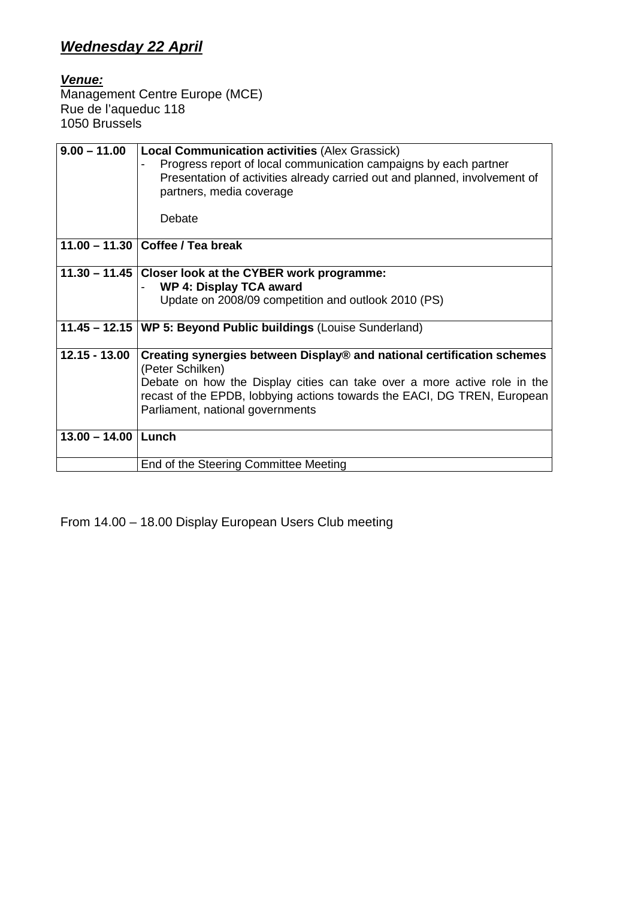## ***Wednesday 22 April***

***Venue:***
Management Centre Europe (MCE)
Rue de l'aqueduc 118
1050 Brussels

| | |
|---|---|
| **9.00 – 11.00** | **Local Communication activities** (Alex Grassick)<br>- Progress report of local communication campaigns by each partner Presentation of activities already carried out and planned, involvement of partners, media coverage<br><br>Debate |
| **11.00 – 11.30** | **Coffee / Tea break** |
| **11.30 – 11.45** | **Closer look at the CYBER work programme:**<br>- **WP 4: Display TCA award**<br>Update on 2008/09 competition and outlook 2010 (PS) |
| **11.45 – 12.15** | **WP 5: Beyond Public buildings** (Louise Sunderland) |
| **12.15 - 13.00** | **Creating synergies between Display® and national certification schemes** (Peter Schilken)<br>Debate on how the Display cities can take over a more active role in the recast of the EPDB, lobbying actions towards the EACI, DG TREN, European Parliament, national governments |
| **13.00 – 14.00** | **Lunch** |
| | End of the Steering Committee Meeting |

From 14.00 – 18.00 Display European Users Club meeting